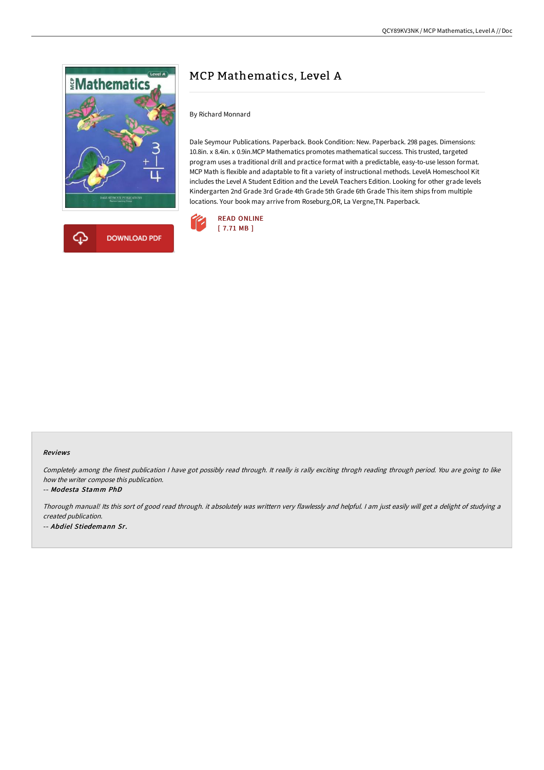# MCP Mathematics, Level A

By Richard Monnard

Dale Seymour Publications. Paperback. Book Condition: New. Paperback. 298 pages. Dimensions: 10.8in. x 8.4in. x 0.9in.MCP Mathematics promotes mathematical success. This trusted, targeted program uses a traditional drill and practice format with a predictable, easy-to-use lesson format. MCP Math is flexible and adaptable to fit a variety of instructional methods. LevelA Homeschool Kit includes the Level A Student Edition and the LevelA Teachers Edition. Looking for other grade levels Kindergarten 2nd Grade 3rd Grade 4th Grade 5th Grade 6th Grade This item ships from multiple locations. Your book may arrive from Roseburg,OR, La Vergne,TN. Paperback.

READ ONLINE
[ 7.71 MB ]

DOWNLOAD PDF

#### Reviews

*Completely among the finest publication I have got possibly read through. It really is rally exciting throgh reading through period. You are going to like how the writer compose this publication.*

*-- **Modesta Stamm PhD***

*Thorough manual! Its this sort of good read through. it absolutely was writtern very flawlessly and helpful. I am just easily will get a delight of studying a created publication.*

*-- **Abdiel Stiedemann Sr.***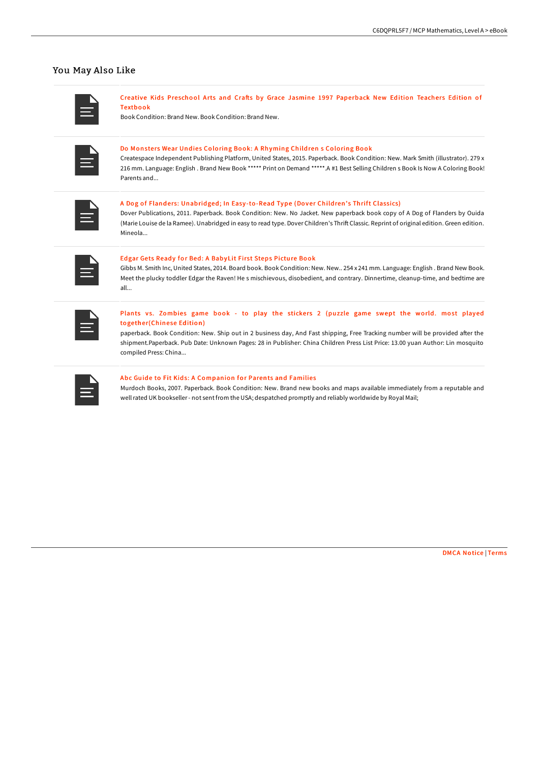## You May Also Like

**Creative Kids Preschool Arts and Crafts by Grace Jasmine 1997 Paperback New Edition Teachers Edition of Textbook**

Book Condition: Brand New. Book Condition: Brand New.

**Do Monsters Wear Undies Coloring Book: A Rhyming Children s Coloring Book**

Createspace Independent Publishing Platform, United States, 2015. Paperback. Book Condition: New. Mark Smith (illustrator). 279 x 216 mm. Language: English . Brand New Book ***** Print on Demand *****.A #1 Best Selling Children s Book Is Now A Coloring Book! Parents and...

**A Dog of Flanders: Unabridged; In Easy-to-Read Type (Dover Children's Thrift Classics)**

Dover Publications, 2011. Paperback. Book Condition: New. No Jacket. New paperback book copy of A Dog of Flanders by Ouida (Marie Louise de la Ramee). Unabridged in easy to read type. Dover Children's Thrift Classic. Reprint of original edition. Green edition. Mineola...

**Edgar Gets Ready for Bed: A BabyLit First Steps Picture Book**

Gibbs M. Smith Inc, United States, 2014. Board book. Book Condition: New. New.. 254 x 241 mm. Language: English . Brand New Book. Meet the plucky toddler Edgar the Raven! He s mischievous, disobedient, and contrary. Dinnertime, cleanup-time, and bedtime are all...

**Plants vs. Zombies game book - to play the stickers 2 (puzzle game swept the world. most played together(Chinese Edition)**

paperback. Book Condition: New. Ship out in 2 business day, And Fast shipping, Free Tracking number will be provided after the shipment.Paperback. Pub Date: Unknown Pages: 28 in Publisher: China Children Press List Price: 13.00 yuan Author: Lin mosquito compiled Press: China...

**Abc Guide to Fit Kids: A Companion for Parents and Families**

Murdoch Books, 2007. Paperback. Book Condition: New. Brand new books and maps available immediately from a reputable and well rated UK bookseller - not sent from the USA; despatched promptly and reliably worldwide by Royal Mail;

DMCA Notice | Terms